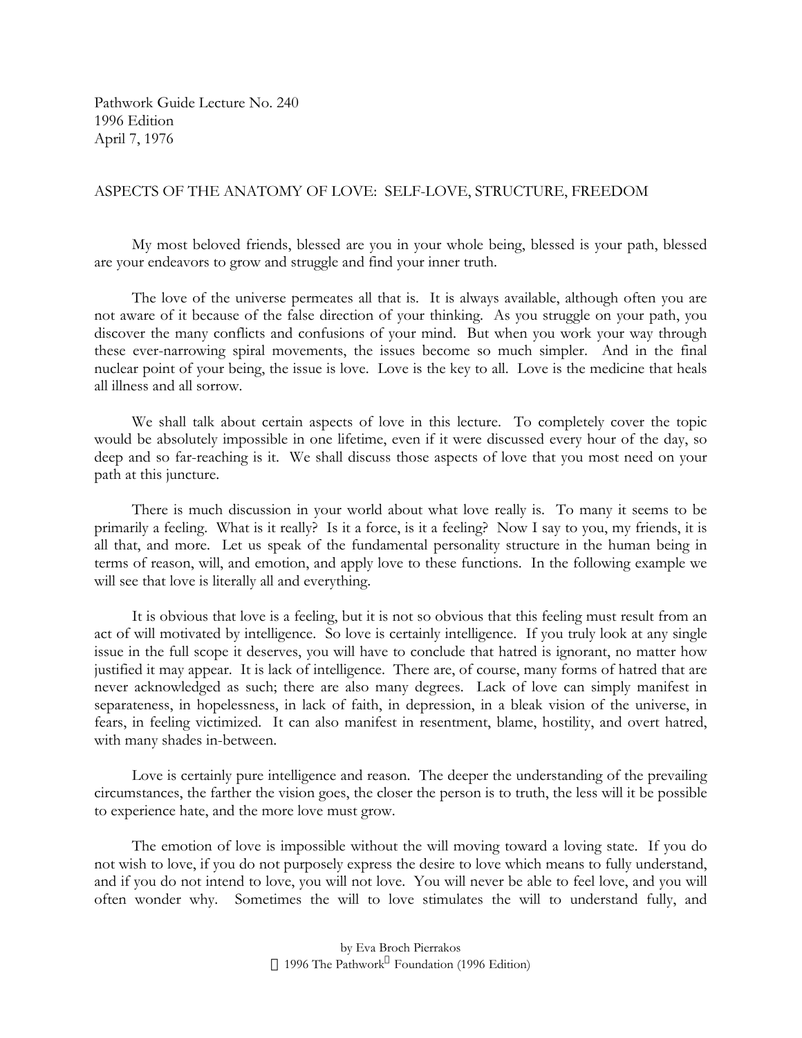Pathwork Guide Lecture No. 240
1996 Edition
April 7, 1976

# ASPECTS OF THE ANATOMY OF LOVE: SELF-LOVE, STRUCTURE, FREEDOM

My most beloved friends, blessed are you in your whole being, blessed is your path, blessed are your endeavors to grow and struggle and find your inner truth.

The love of the universe permeates all that is. It is always available, although often you are not aware of it because of the false direction of your thinking. As you struggle on your path, you discover the many conflicts and confusions of your mind. But when you work your way through these ever-narrowing spiral movements, the issues become so much simpler. And in the final nuclear point of your being, the issue is love. Love is the key to all. Love is the medicine that heals all illness and all sorrow.

We shall talk about certain aspects of love in this lecture. To completely cover the topic would be absolutely impossible in one lifetime, even if it were discussed every hour of the day, so deep and so far-reaching is it. We shall discuss those aspects of love that you most need on your path at this juncture.

There is much discussion in your world about what love really is. To many it seems to be primarily a feeling. What is it really? Is it a force, is it a feeling? Now I say to you, my friends, it is all that, and more. Let us speak of the fundamental personality structure in the human being in terms of reason, will, and emotion, and apply love to these functions. In the following example we will see that love is literally all and everything.

It is obvious that love is a feeling, but it is not so obvious that this feeling must result from an act of will motivated by intelligence. So love is certainly intelligence. If you truly look at any single issue in the full scope it deserves, you will have to conclude that hatred is ignorant, no matter how justified it may appear. It is lack of intelligence. There are, of course, many forms of hatred that are never acknowledged as such; there are also many degrees. Lack of love can simply manifest in separateness, in hopelessness, in lack of faith, in depression, in a bleak vision of the universe, in fears, in feeling victimized. It can also manifest in resentment, blame, hostility, and overt hatred, with many shades in-between.

Love is certainly pure intelligence and reason. The deeper the understanding of the prevailing circumstances, the farther the vision goes, the closer the person is to truth, the less will it be possible to experience hate, and the more love must grow.

The emotion of love is impossible without the will moving toward a loving state. If you do not wish to love, if you do not purposely express the desire to love which means to fully understand, and if you do not intend to love, you will not love. You will never be able to feel love, and you will often wonder why. Sometimes the will to love stimulates the will to understand fully, and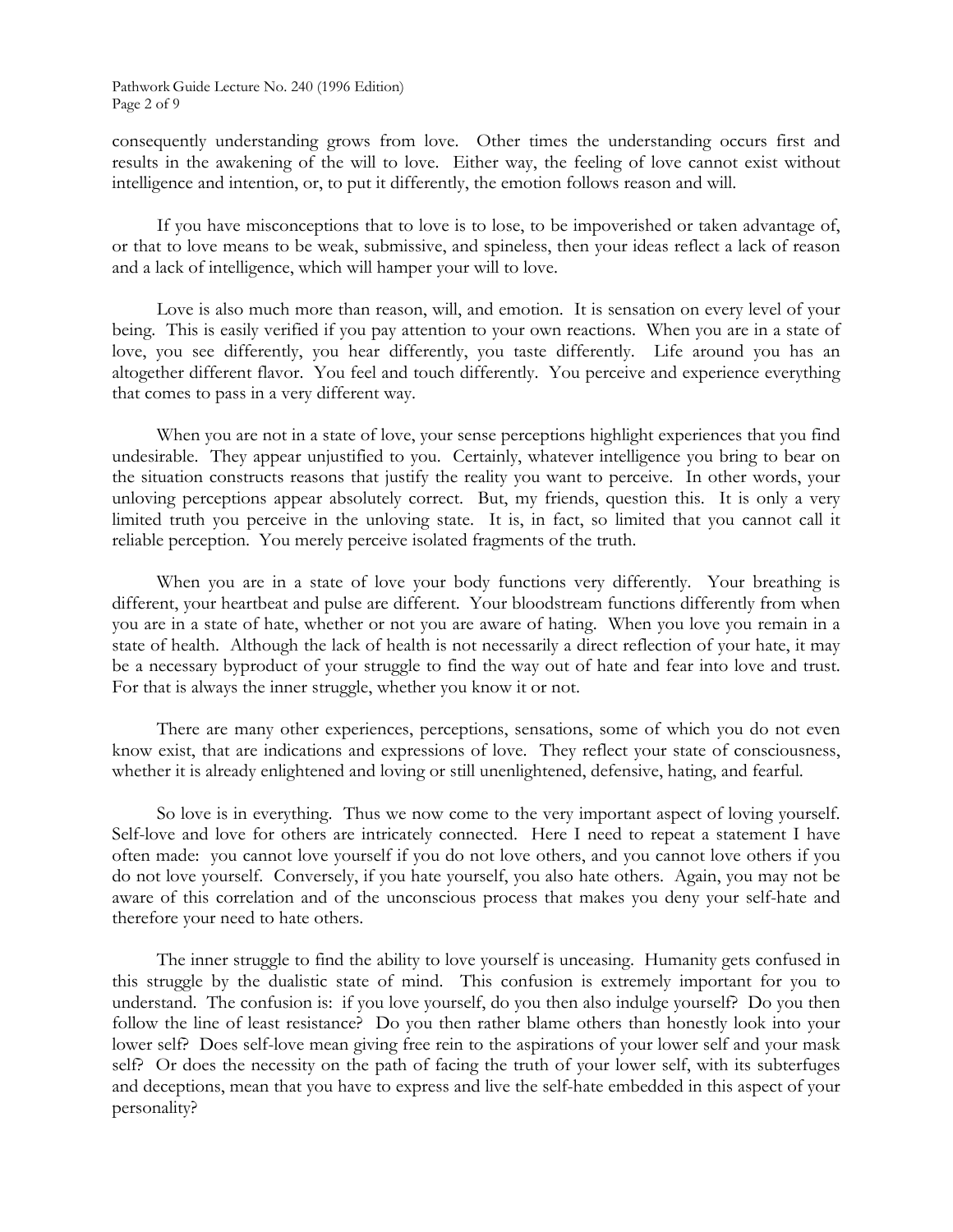consequently understanding grows from love. Other times the understanding occurs first and results in the awakening of the will to love. Either way, the feeling of love cannot exist without intelligence and intention, or, to put it differently, the emotion follows reason and will.

If you have misconceptions that to love is to lose, to be impoverished or taken advantage of, or that to love means to be weak, submissive, and spineless, then your ideas reflect a lack of reason and a lack of intelligence, which will hamper your will to love.

Love is also much more than reason, will, and emotion. It is sensation on every level of your being. This is easily verified if you pay attention to your own reactions. When you are in a state of love, you see differently, you hear differently, you taste differently. Life around you has an altogether different flavor. You feel and touch differently. You perceive and experience everything that comes to pass in a very different way.

When you are not in a state of love, your sense perceptions highlight experiences that you find undesirable. They appear unjustified to you. Certainly, whatever intelligence you bring to bear on the situation constructs reasons that justify the reality you want to perceive. In other words, your unloving perceptions appear absolutely correct. But, my friends, question this. It is only a very limited truth you perceive in the unloving state. It is, in fact, so limited that you cannot call it reliable perception. You merely perceive isolated fragments of the truth.

When you are in a state of love your body functions very differently. Your breathing is different, your heartbeat and pulse are different. Your bloodstream functions differently from when you are in a state of hate, whether or not you are aware of hating. When you love you remain in a state of health. Although the lack of health is not necessarily a direct reflection of your hate, it may be a necessary byproduct of your struggle to find the way out of hate and fear into love and trust. For that is always the inner struggle, whether you know it or not.

There are many other experiences, perceptions, sensations, some of which you do not even know exist, that are indications and expressions of love. They reflect your state of consciousness, whether it is already enlightened and loving or still unenlightened, defensive, hating, and fearful.

So love is in everything. Thus we now come to the very important aspect of loving yourself. Self-love and love for others are intricately connected. Here I need to repeat a statement I have often made: you cannot love yourself if you do not love others, and you cannot love others if you do not love yourself. Conversely, if you hate yourself, you also hate others. Again, you may not be aware of this correlation and of the unconscious process that makes you deny your self-hate and therefore your need to hate others.

The inner struggle to find the ability to love yourself is unceasing. Humanity gets confused in this struggle by the dualistic state of mind. This confusion is extremely important for you to understand. The confusion is: if you love yourself, do you then also indulge yourself? Do you then follow the line of least resistance? Do you then rather blame others than honestly look into your lower self? Does self-love mean giving free rein to the aspirations of your lower self and your mask self? Or does the necessity on the path of facing the truth of your lower self, with its subterfuges and deceptions, mean that you have to express and live the self-hate embedded in this aspect of your personality?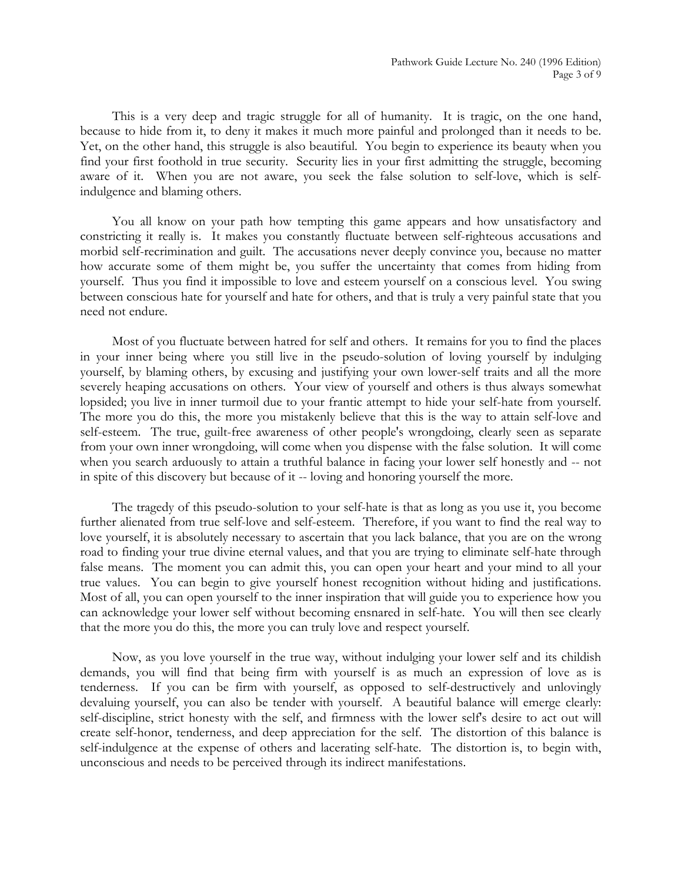This is a very deep and tragic struggle for all of humanity. It is tragic, on the one hand, because to hide from it, to deny it makes it much more painful and prolonged than it needs to be. Yet, on the other hand, this struggle is also beautiful. You begin to experience its beauty when you find your first foothold in true security. Security lies in your first admitting the struggle, becoming aware of it. When you are not aware, you seek the false solution to self-love, which is self-indulgence and blaming others.

You all know on your path how tempting this game appears and how unsatisfactory and constricting it really is. It makes you constantly fluctuate between self-righteous accusations and morbid self-recrimination and guilt. The accusations never deeply convince you, because no matter how accurate some of them might be, you suffer the uncertainty that comes from hiding from yourself. Thus you find it impossible to love and esteem yourself on a conscious level. You swing between conscious hate for yourself and hate for others, and that is truly a very painful state that you need not endure.

Most of you fluctuate between hatred for self and others. It remains for you to find the places in your inner being where you still live in the pseudo-solution of loving yourself by indulging yourself, by blaming others, by excusing and justifying your own lower-self traits and all the more severely heaping accusations on others. Your view of yourself and others is thus always somewhat lopsided; you live in inner turmoil due to your frantic attempt to hide your self-hate from yourself. The more you do this, the more you mistakenly believe that this is the way to attain self-love and self-esteem. The true, guilt-free awareness of other people's wrongdoing, clearly seen as separate from your own inner wrongdoing, will come when you dispense with the false solution. It will come when you search arduously to attain a truthful balance in facing your lower self honestly and -- not in spite of this discovery but because of it -- loving and honoring yourself the more.

The tragedy of this pseudo-solution to your self-hate is that as long as you use it, you become further alienated from true self-love and self-esteem. Therefore, if you want to find the real way to love yourself, it is absolutely necessary to ascertain that you lack balance, that you are on the wrong road to finding your true divine eternal values, and that you are trying to eliminate self-hate through false means. The moment you can admit this, you can open your heart and your mind to all your true values. You can begin to give yourself honest recognition without hiding and justifications. Most of all, you can open yourself to the inner inspiration that will guide you to experience how you can acknowledge your lower self without becoming ensnared in self-hate. You will then see clearly that the more you do this, the more you can truly love and respect yourself.

Now, as you love yourself in the true way, without indulging your lower self and its childish demands, you will find that being firm with yourself is as much an expression of love as is tenderness. If you can be firm with yourself, as opposed to self-destructively and unlovingly devaluing yourself, you can also be tender with yourself. A beautiful balance will emerge clearly: self-discipline, strict honesty with the self, and firmness with the lower self's desire to act out will create self-honor, tenderness, and deep appreciation for the self. The distortion of this balance is self-indulgence at the expense of others and lacerating self-hate. The distortion is, to begin with, unconscious and needs to be perceived through its indirect manifestations.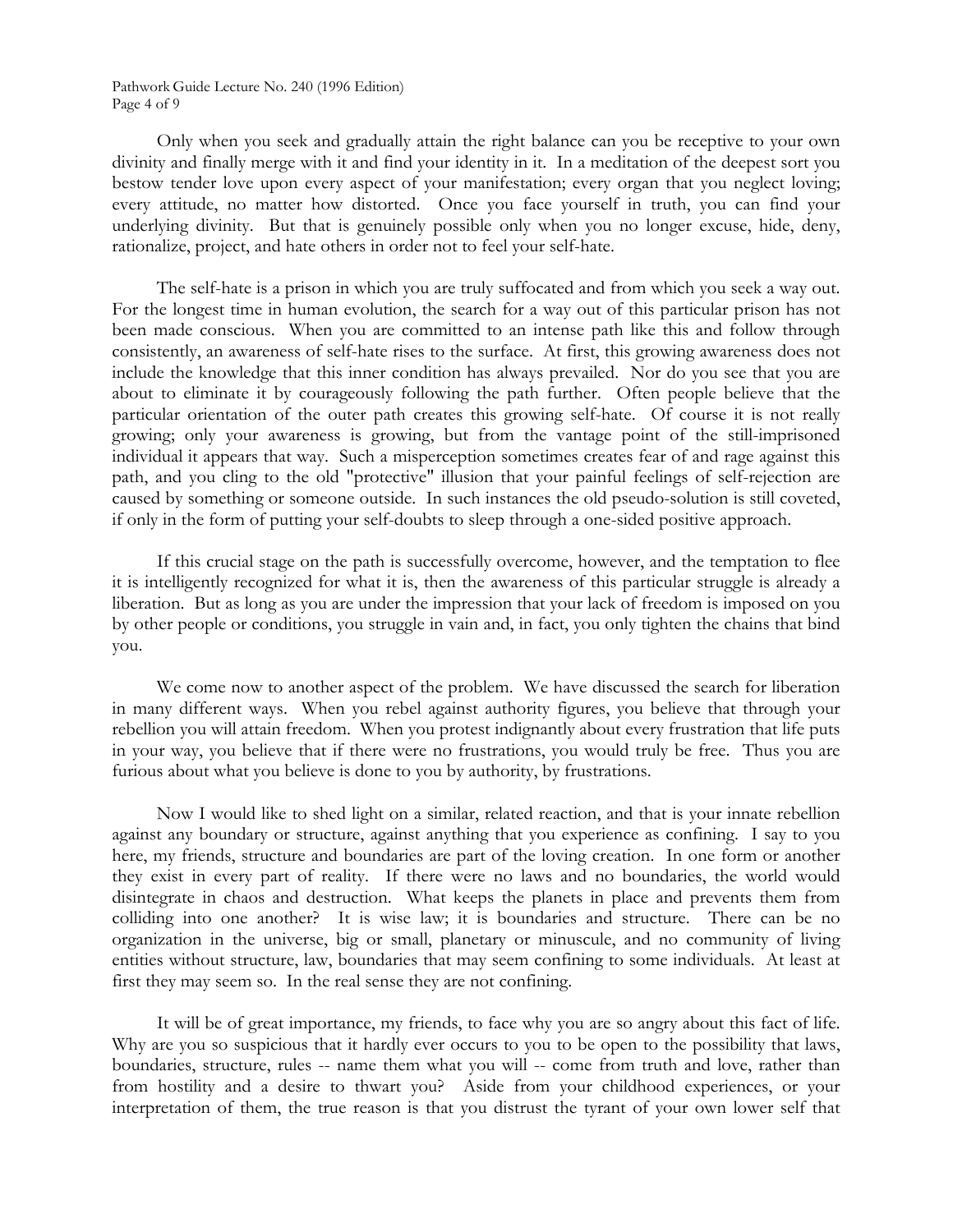Only when you seek and gradually attain the right balance can you be receptive to your own divinity and finally merge with it and find your identity in it. In a meditation of the deepest sort you bestow tender love upon every aspect of your manifestation; every organ that you neglect loving; every attitude, no matter how distorted. Once you face yourself in truth, you can find your underlying divinity. But that is genuinely possible only when you no longer excuse, hide, deny, rationalize, project, and hate others in order not to feel your self-hate.

The self-hate is a prison in which you are truly suffocated and from which you seek a way out. For the longest time in human evolution, the search for a way out of this particular prison has not been made conscious. When you are committed to an intense path like this and follow through consistently, an awareness of self-hate rises to the surface. At first, this growing awareness does not include the knowledge that this inner condition has always prevailed. Nor do you see that you are about to eliminate it by courageously following the path further. Often people believe that the particular orientation of the outer path creates this growing self-hate. Of course it is not really growing; only your awareness is growing, but from the vantage point of the still-imprisoned individual it appears that way. Such a misperception sometimes creates fear of and rage against this path, and you cling to the old "protective" illusion that your painful feelings of self-rejection are caused by something or someone outside. In such instances the old pseudo-solution is still coveted, if only in the form of putting your self-doubts to sleep through a one-sided positive approach.

If this crucial stage on the path is successfully overcome, however, and the temptation to flee it is intelligently recognized for what it is, then the awareness of this particular struggle is already a liberation. But as long as you are under the impression that your lack of freedom is imposed on you by other people or conditions, you struggle in vain and, in fact, you only tighten the chains that bind you.

We come now to another aspect of the problem. We have discussed the search for liberation in many different ways. When you rebel against authority figures, you believe that through your rebellion you will attain freedom. When you protest indignantly about every frustration that life puts in your way, you believe that if there were no frustrations, you would truly be free. Thus you are furious about what you believe is done to you by authority, by frustrations.

Now I would like to shed light on a similar, related reaction, and that is your innate rebellion against any boundary or structure, against anything that you experience as confining. I say to you here, my friends, structure and boundaries are part of the loving creation. In one form or another they exist in every part of reality. If there were no laws and no boundaries, the world would disintegrate in chaos and destruction. What keeps the planets in place and prevents them from colliding into one another? It is wise law; it is boundaries and structure. There can be no organization in the universe, big or small, planetary or minuscule, and no community of living entities without structure, law, boundaries that may seem confining to some individuals. At least at first they may seem so. In the real sense they are not confining.

It will be of great importance, my friends, to face why you are so angry about this fact of life. Why are you so suspicious that it hardly ever occurs to you to be open to the possibility that laws, boundaries, structure, rules -- name them what you will -- come from truth and love, rather than from hostility and a desire to thwart you? Aside from your childhood experiences, or your interpretation of them, the true reason is that you distrust the tyrant of your own lower self that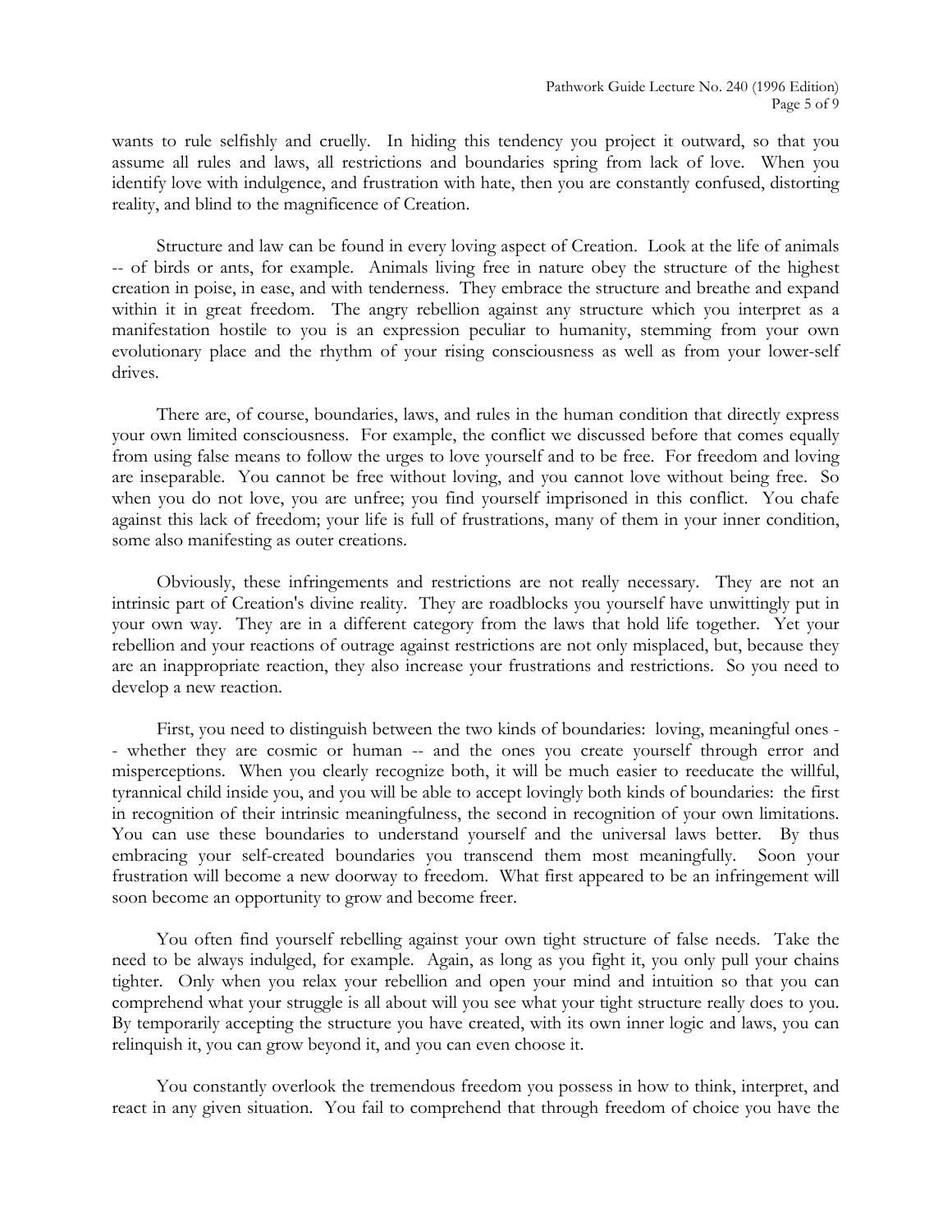wants to rule selfishly and cruelly. In hiding this tendency you project it outward, so that you assume all rules and laws, all restrictions and boundaries spring from lack of love. When you identify love with indulgence, and frustration with hate, then you are constantly confused, distorting reality, and blind to the magnificence of Creation.

Structure and law can be found in every loving aspect of Creation. Look at the life of animals -- of birds or ants, for example. Animals living free in nature obey the structure of the highest creation in poise, in ease, and with tenderness. They embrace the structure and breathe and expand within it in great freedom. The angry rebellion against any structure which you interpret as a manifestation hostile to you is an expression peculiar to humanity, stemming from your own evolutionary place and the rhythm of your rising consciousness as well as from your lower-self drives.

There are, of course, boundaries, laws, and rules in the human condition that directly express your own limited consciousness. For example, the conflict we discussed before that comes equally from using false means to follow the urges to love yourself and to be free. For freedom and loving are inseparable. You cannot be free without loving, and you cannot love without being free. So when you do not love, you are unfree; you find yourself imprisoned in this conflict. You chafe against this lack of freedom; your life is full of frustrations, many of them in your inner condition, some also manifesting as outer creations.

Obviously, these infringements and restrictions are not really necessary. They are not an intrinsic part of Creation's divine reality. They are roadblocks you yourself have unwittingly put in your own way. They are in a different category from the laws that hold life together. Yet your rebellion and your reactions of outrage against restrictions are not only misplaced, but, because they are an inappropriate reaction, they also increase your frustrations and restrictions. So you need to develop a new reaction.

First, you need to distinguish between the two kinds of boundaries: loving, meaningful ones -- whether they are cosmic or human -- and the ones you create yourself through error and misperceptions. When you clearly recognize both, it will be much easier to reeducate the willful, tyrannical child inside you, and you will be able to accept lovingly both kinds of boundaries: the first in recognition of their intrinsic meaningfulness, the second in recognition of your own limitations. You can use these boundaries to understand yourself and the universal laws better. By thus embracing your self-created boundaries you transcend them most meaningfully. Soon your frustration will become a new doorway to freedom. What first appeared to be an infringement will soon become an opportunity to grow and become freer.

You often find yourself rebelling against your own tight structure of false needs. Take the need to be always indulged, for example. Again, as long as you fight it, you only pull your chains tighter. Only when you relax your rebellion and open your mind and intuition so that you can comprehend what your struggle is all about will you see what your tight structure really does to you. By temporarily accepting the structure you have created, with its own inner logic and laws, you can relinquish it, you can grow beyond it, and you can even choose it.

You constantly overlook the tremendous freedom you possess in how to think, interpret, and react in any given situation. You fail to comprehend that through freedom of choice you have the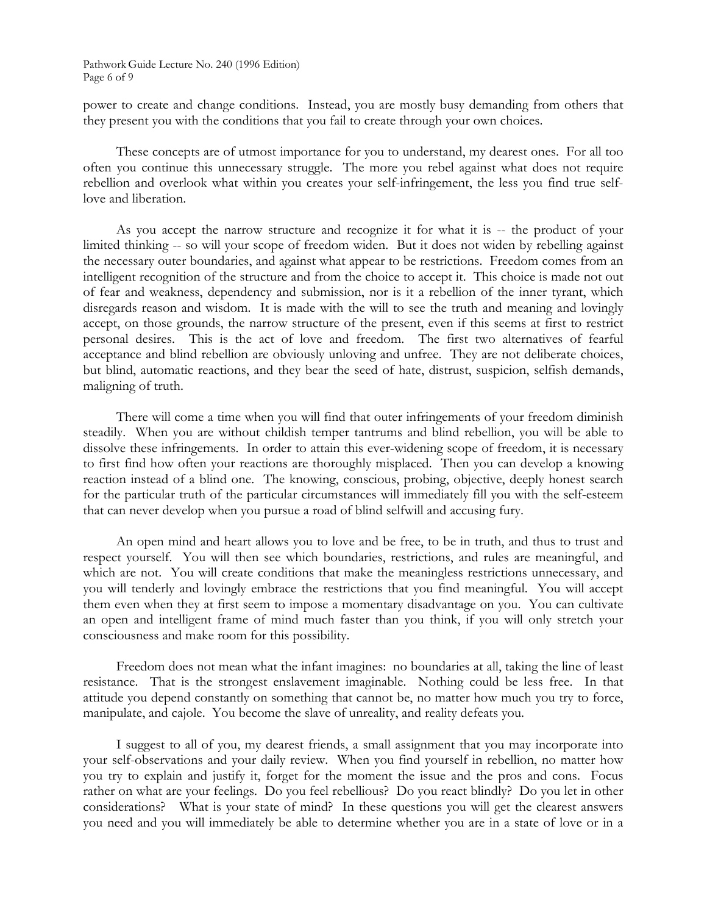power to create and change conditions. Instead, you are mostly busy demanding from others that they present you with the conditions that you fail to create through your own choices.

These concepts are of utmost importance for you to understand, my dearest ones. For all too often you continue this unnecessary struggle. The more you rebel against what does not require rebellion and overlook what within you creates your self-infringement, the less you find true self-love and liberation.

As you accept the narrow structure and recognize it for what it is -- the product of your limited thinking -- so will your scope of freedom widen. But it does not widen by rebelling against the necessary outer boundaries, and against what appear to be restrictions. Freedom comes from an intelligent recognition of the structure and from the choice to accept it. This choice is made not out of fear and weakness, dependency and submission, nor is it a rebellion of the inner tyrant, which disregards reason and wisdom. It is made with the will to see the truth and meaning and lovingly accept, on those grounds, the narrow structure of the present, even if this seems at first to restrict personal desires. This is the act of love and freedom. The first two alternatives of fearful acceptance and blind rebellion are obviously unloving and unfree. They are not deliberate choices, but blind, automatic reactions, and they bear the seed of hate, distrust, suspicion, selfish demands, maligning of truth.

There will come a time when you will find that outer infringements of your freedom diminish steadily. When you are without childish temper tantrums and blind rebellion, you will be able to dissolve these infringements. In order to attain this ever-widening scope of freedom, it is necessary to first find how often your reactions are thoroughly misplaced. Then you can develop a knowing reaction instead of a blind one. The knowing, conscious, probing, objective, deeply honest search for the particular truth of the particular circumstances will immediately fill you with the self-esteem that can never develop when you pursue a road of blind selfwill and accusing fury.

An open mind and heart allows you to love and be free, to be in truth, and thus to trust and respect yourself. You will then see which boundaries, restrictions, and rules are meaningful, and which are not. You will create conditions that make the meaningless restrictions unnecessary, and you will tenderly and lovingly embrace the restrictions that you find meaningful. You will accept them even when they at first seem to impose a momentary disadvantage on you. You can cultivate an open and intelligent frame of mind much faster than you think, if you will only stretch your consciousness and make room for this possibility.

Freedom does not mean what the infant imagines: no boundaries at all, taking the line of least resistance. That is the strongest enslavement imaginable. Nothing could be less free. In that attitude you depend constantly on something that cannot be, no matter how much you try to force, manipulate, and cajole. You become the slave of unreality, and reality defeats you.

I suggest to all of you, my dearest friends, a small assignment that you may incorporate into your self-observations and your daily review. When you find yourself in rebellion, no matter how you try to explain and justify it, forget for the moment the issue and the pros and cons. Focus rather on what are your feelings. Do you feel rebellious? Do you react blindly? Do you let in other considerations? What is your state of mind? In these questions you will get the clearest answers you need and you will immediately be able to determine whether you are in a state of love or in a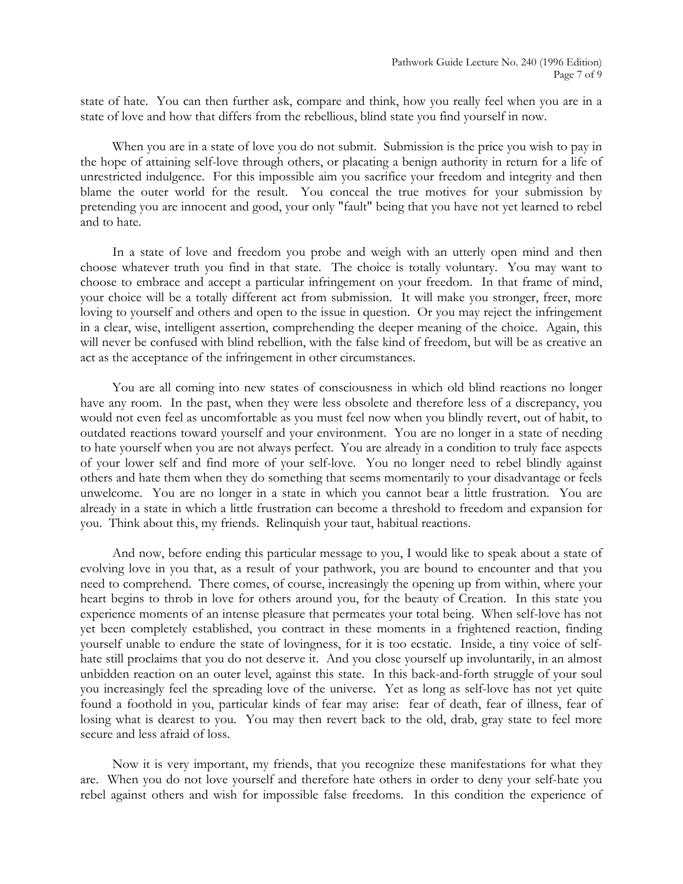state of hate. You can then further ask, compare and think, how you really feel when you are in a state of love and how that differs from the rebellious, blind state you find yourself in now.

When you are in a state of love you do not submit. Submission is the price you wish to pay in the hope of attaining self-love through others, or placating a benign authority in return for a life of unrestricted indulgence. For this impossible aim you sacrifice your freedom and integrity and then blame the outer world for the result. You conceal the true motives for your submission by pretending you are innocent and good, your only "fault" being that you have not yet learned to rebel and to hate.

In a state of love and freedom you probe and weigh with an utterly open mind and then choose whatever truth you find in that state. The choice is totally voluntary. You may want to choose to embrace and accept a particular infringement on your freedom. In that frame of mind, your choice will be a totally different act from submission. It will make you stronger, freer, more loving to yourself and others and open to the issue in question. Or you may reject the infringement in a clear, wise, intelligent assertion, comprehending the deeper meaning of the choice. Again, this will never be confused with blind rebellion, with the false kind of freedom, but will be as creative an act as the acceptance of the infringement in other circumstances.

You are all coming into new states of consciousness in which old blind reactions no longer have any room. In the past, when they were less obsolete and therefore less of a discrepancy, you would not even feel as uncomfortable as you must feel now when you blindly revert, out of habit, to outdated reactions toward yourself and your environment. You are no longer in a state of needing to hate yourself when you are not always perfect. You are already in a condition to truly face aspects of your lower self and find more of your self-love. You no longer need to rebel blindly against others and hate them when they do something that seems momentarily to your disadvantage or feels unwelcome. You are no longer in a state in which you cannot bear a little frustration. You are already in a state in which a little frustration can become a threshold to freedom and expansion for you. Think about this, my friends. Relinquish your taut, habitual reactions.

And now, before ending this particular message to you, I would like to speak about a state of evolving love in you that, as a result of your pathwork, you are bound to encounter and that you need to comprehend. There comes, of course, increasingly the opening up from within, where your heart begins to throb in love for others around you, for the beauty of Creation. In this state you experience moments of an intense pleasure that permeates your total being. When self-love has not yet been completely established, you contract in these moments in a frightened reaction, finding yourself unable to endure the state of lovingness, for it is too ecstatic. Inside, a tiny voice of self-hate still proclaims that you do not deserve it. And you close yourself up involuntarily, in an almost unbidden reaction on an outer level, against this state. In this back-and-forth struggle of your soul you increasingly feel the spreading love of the universe. Yet as long as self-love has not yet quite found a foothold in you, particular kinds of fear may arise: fear of death, fear of illness, fear of losing what is dearest to you. You may then revert back to the old, drab, gray state to feel more secure and less afraid of loss.

Now it is very important, my friends, that you recognize these manifestations for what they are. When you do not love yourself and therefore hate others in order to deny your self-hate you rebel against others and wish for impossible false freedoms. In this condition the experience of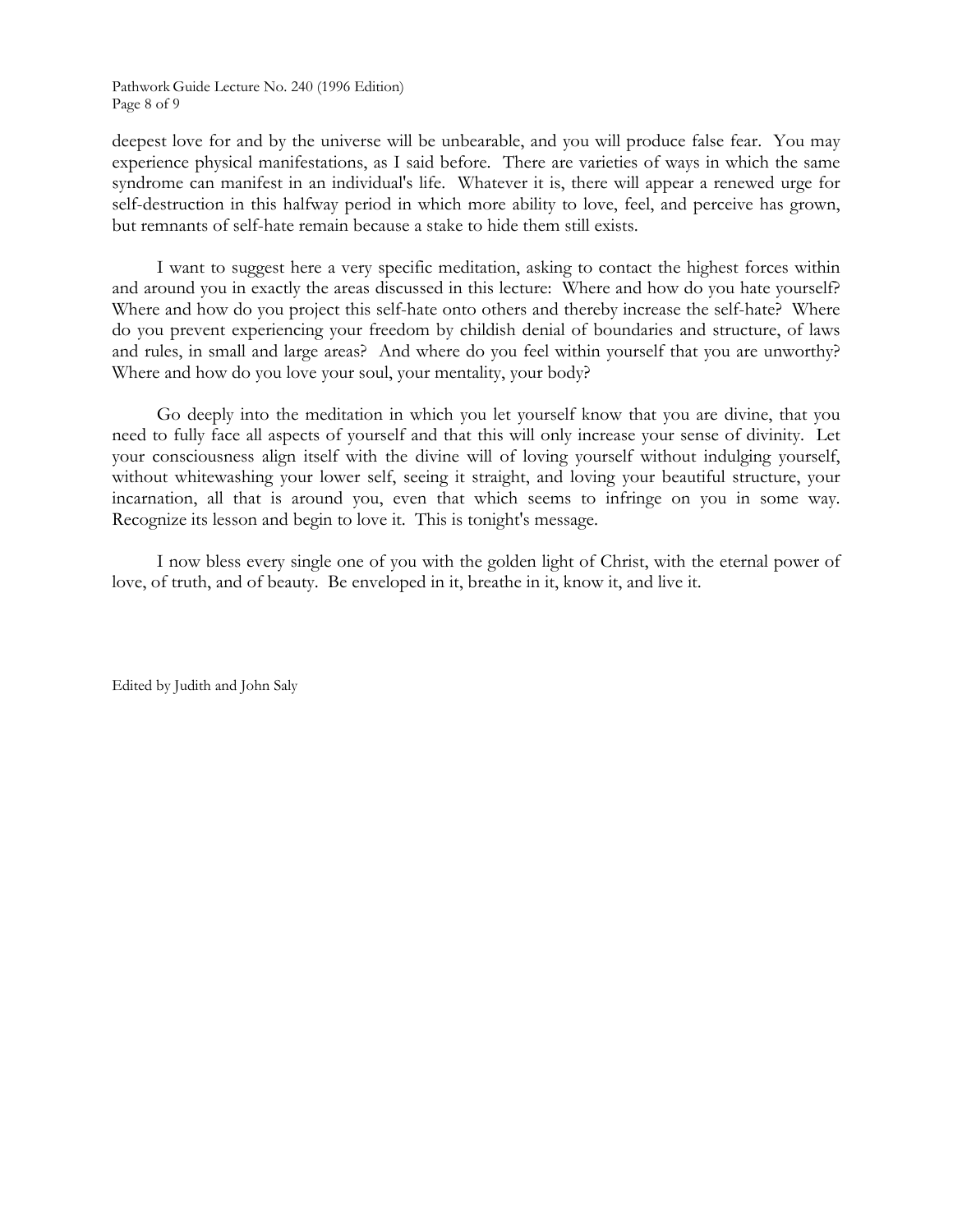deepest love for and by the universe will be unbearable, and you will produce false fear. You may experience physical manifestations, as I said before. There are varieties of ways in which the same syndrome can manifest in an individual's life. Whatever it is, there will appear a renewed urge for self-destruction in this halfway period in which more ability to love, feel, and perceive has grown, but remnants of self-hate remain because a stake to hide them still exists.

I want to suggest here a very specific meditation, asking to contact the highest forces within and around you in exactly the areas discussed in this lecture: Where and how do you hate yourself? Where and how do you project this self-hate onto others and thereby increase the self-hate? Where do you prevent experiencing your freedom by childish denial of boundaries and structure, of laws and rules, in small and large areas? And where do you feel within yourself that you are unworthy? Where and how do you love your soul, your mentality, your body?

Go deeply into the meditation in which you let yourself know that you are divine, that you need to fully face all aspects of yourself and that this will only increase your sense of divinity. Let your consciousness align itself with the divine will of loving yourself without indulging yourself, without whitewashing your lower self, seeing it straight, and loving your beautiful structure, your incarnation, all that is around you, even that which seems to infringe on you in some way. Recognize its lesson and begin to love it. This is tonight's message.

I now bless every single one of you with the golden light of Christ, with the eternal power of love, of truth, and of beauty. Be enveloped in it, breathe in it, know it, and live it.

Edited by Judith and John Saly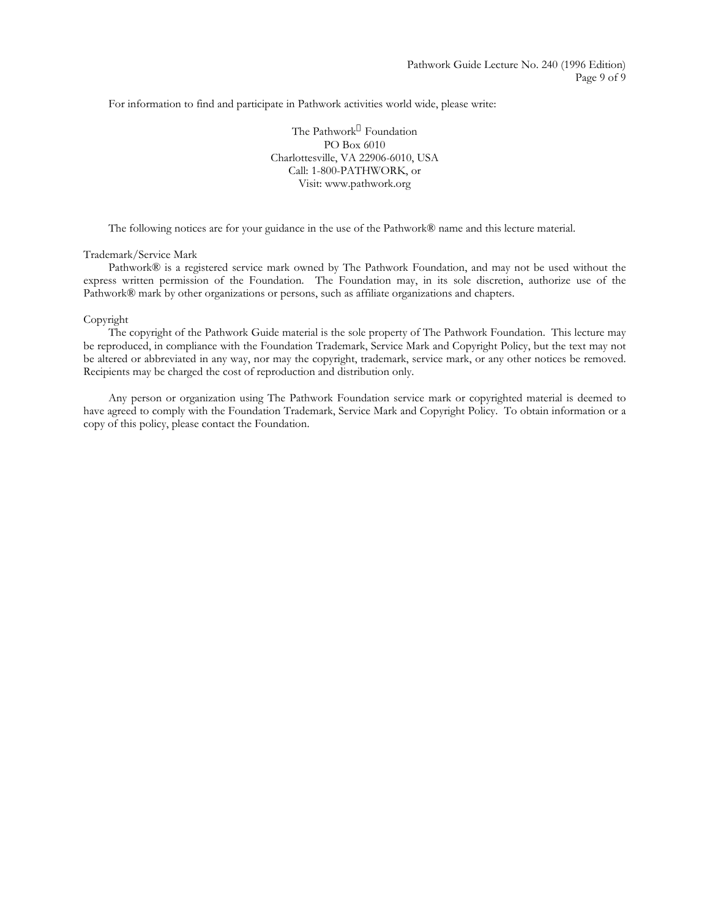For information to find and participate in Pathwork activities world wide, please write:

The Pathwork® Foundation
PO Box 6010
Charlottesville, VA 22906-6010, USA
Call: 1-800-PATHWORK, or
Visit: www.pathwork.org

The following notices are for your guidance in the use of the Pathwork® name and this lecture material.

Trademark/Service Mark

Pathwork® is a registered service mark owned by The Pathwork Foundation, and may not be used without the express written permission of the Foundation. The Foundation may, in its sole discretion, authorize use of the Pathwork® mark by other organizations or persons, such as affiliate organizations and chapters.

Copyright

The copyright of the Pathwork Guide material is the sole property of The Pathwork Foundation. This lecture may be reproduced, in compliance with the Foundation Trademark, Service Mark and Copyright Policy, but the text may not be altered or abbreviated in any way, nor may the copyright, trademark, service mark, or any other notices be removed. Recipients may be charged the cost of reproduction and distribution only.

Any person or organization using The Pathwork Foundation service mark or copyrighted material is deemed to have agreed to comply with the Foundation Trademark, Service Mark and Copyright Policy. To obtain information or a copy of this policy, please contact the Foundation.